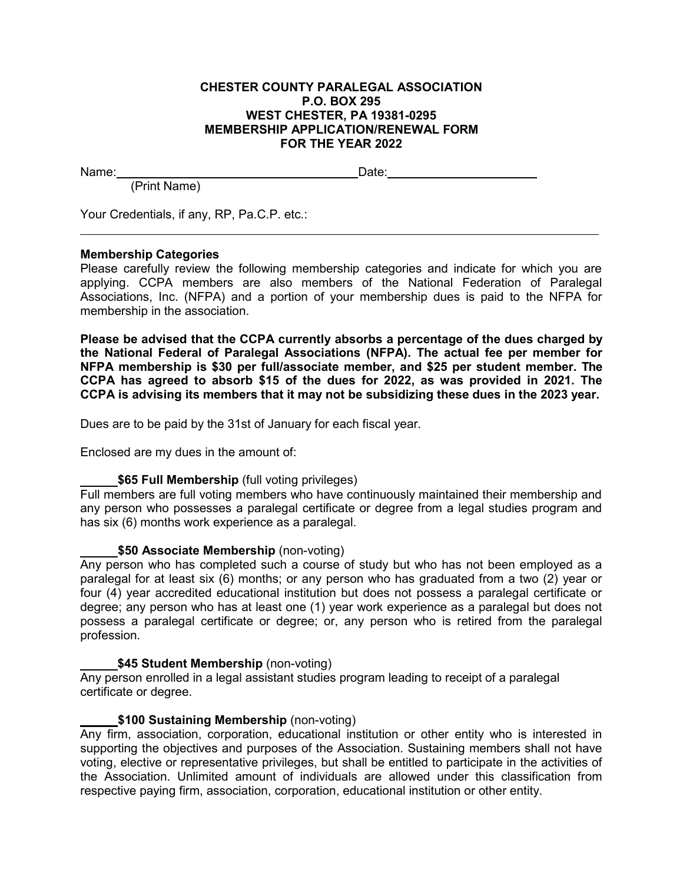**CHESTER COUNTY PARALEGAL ASSOCIATION**
**P.O. BOX 295**
**WEST CHESTER, PA 19381-0295**
**MEMBERSHIP APPLICATION/RENEWAL FORM**
**FOR THE YEAR 2022**

Name:\_\_\_\_\_\_\_\_\_\_\_\_\_\_\_\_\_\_\_\_\_\_\_\_\_\_\_\_\_\_\_\_\_\_\_\_ Date:\_\_\_\_\_\_\_\_\_\_\_\_\_\_\_\_\_\_\_\_\_\_
(Print Name)

Your Credentials, if any, RP, Pa.C.P. etc.:

\_\_\_\_\_\_\_\_\_\_\_\_\_\_\_\_\_\_\_\_\_\_\_\_\_\_\_\_\_\_\_\_\_\_\_\_\_\_\_\_\_\_\_\_\_\_\_\_\_\_\_\_\_\_\_\_\_\_\_\_\_\_\_\_\_\_\_\_\_\_

**Membership Categories**

Please carefully review the following membership categories and indicate for which you are applying. CCPA members are also members of the National Federation of Paralegal Associations, Inc. (NFPA) and a portion of your membership dues is paid to the NFPA for membership in the association.

**Please be advised that the CCPA currently absorbs a percentage of the dues charged by the National Federal of Paralegal Associations (NFPA). The actual fee per member for NFPA membership is $30 per full/associate member, and $25 per student member. The CCPA has agreed to absorb $15 of the dues for 2022, as was provided in 2021. The CCPA is advising its members that it may not be subsidizing these dues in the 2023 year.**

Dues are to be paid by the 31st of January for each fiscal year.

Enclosed are my dues in the amount of:

\_\_\_\_\_\_ **$65 Full Membership** (full voting privileges)
Full members are full voting members who have continuously maintained their membership and any person who possesses a paralegal certificate or degree from a legal studies program and has six (6) months work experience as a paralegal.

\_\_\_\_\_\_ **$50 Associate Membership** (non-voting)
Any person who has completed such a course of study but who has not been employed as a paralegal for at least six (6) months; or any person who has graduated from a two (2) year or four (4) year accredited educational institution but does not possess a paralegal certificate or degree; any person who has at least one (1) year work experience as a paralegal but does not possess a paralegal certificate or degree; or, any person who is retired from the paralegal profession.

\_\_\_\_\_\_ **$45 Student Membership** (non-voting)
Any person enrolled in a legal assistant studies program leading to receipt of a paralegal certificate or degree.

\_\_\_\_\_\_ **$100 Sustaining Membership** (non-voting)
Any firm, association, corporation, educational institution or other entity who is interested in supporting the objectives and purposes of the Association. Sustaining members shall not have voting, elective or representative privileges, but shall be entitled to participate in the activities of the Association. Unlimited amount of individuals are allowed under this classification from respective paying firm, association, corporation, educational institution or other entity.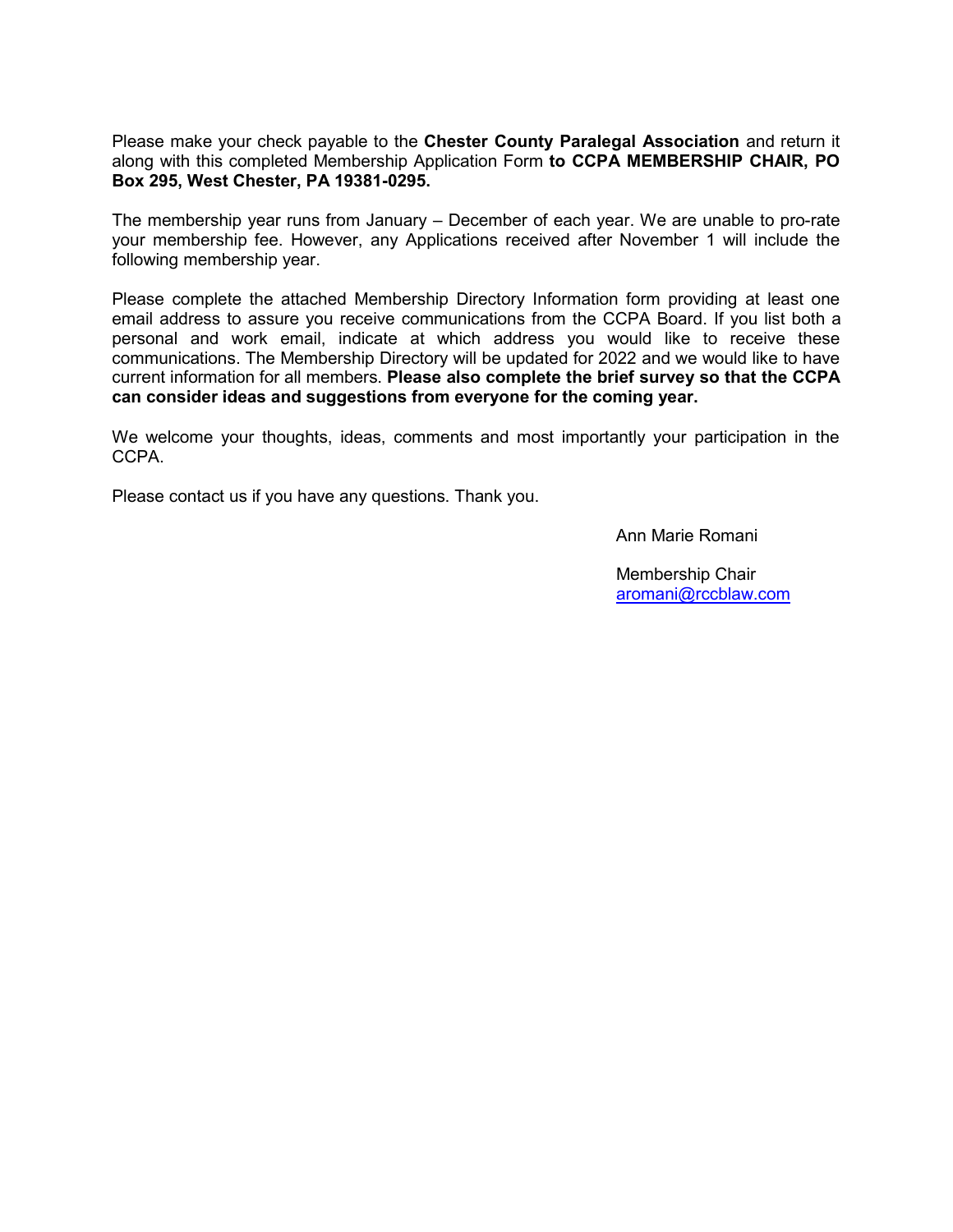Please make your check payable to the **Chester County Paralegal Association** and return it along with this completed Membership Application Form **to CCPA MEMBERSHIP CHAIR, PO Box 295, West Chester, PA 19381-0295.**

The membership year runs from January – December of each year. We are unable to pro-rate your membership fee. However, any Applications received after November 1 will include the following membership year.

Please complete the attached Membership Directory Information form providing at least one email address to assure you receive communications from the CCPA Board. If you list both a personal and work email, indicate at which address you would like to receive these communications. The Membership Directory will be updated for 2022 and we would like to have current information for all members. **Please also complete the brief survey so that the CCPA can consider ideas and suggestions from everyone for the coming year.**

We welcome your thoughts, ideas, comments and most importantly your participation in the CCPA.

Please contact us if you have any questions. Thank you.

Ann Marie Romani

Membership Chair
aromani@rccblaw.com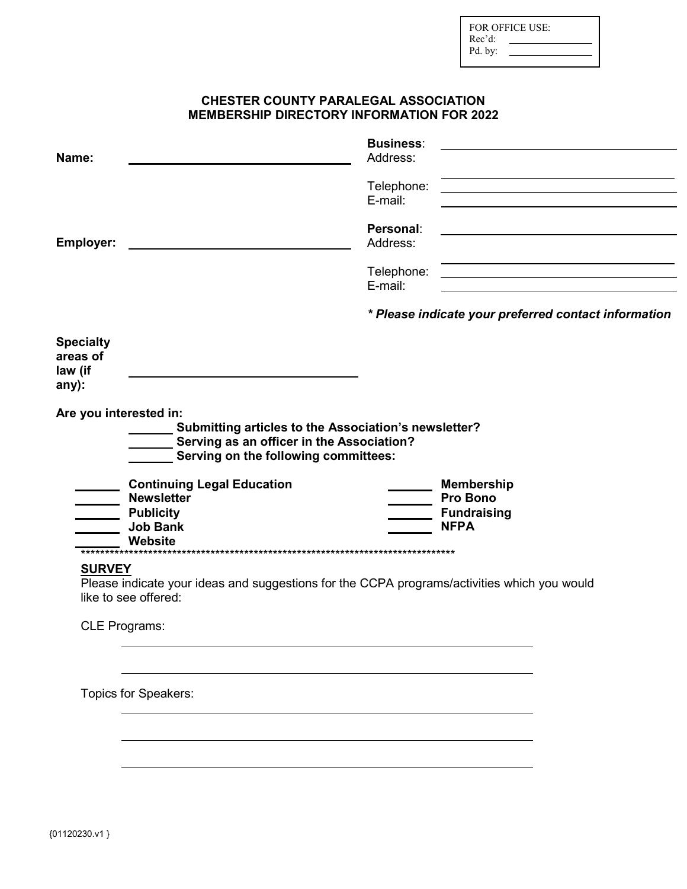FOR OFFICE USE:
Rec'd: ______________
Pd. by: ______________

## CHESTER COUNTY PARALEGAL ASSOCIATION
## MEMBERSHIP DIRECTORY INFORMATION FOR 2022

**Name:** ______________________________

**Employer:** ______________________________

**Business**: Address: ______________________________
______________________________
Telephone: ______________________________
E-mail: ______________________________

**Personal**: Address: ______________________________
______________________________
Telephone: ______________________________
E-mail: ______________________________

***\* Please indicate your preferred contact information***

**Specialty areas of law (if any):** ______________________________

**Are you interested in:**

_______ **Submitting articles to the Association's newsletter?**
_______ **Serving as an officer in the Association?**
_______ **Serving on the following committees:**

_______ **Continuing Legal Education**
_______ **Newsletter**
_______ **Publicity**
_______ **Job Bank**
_______ **Website**

_______ **Membership**
_______ **Pro Bono**
_______ **Fundraising**
_______ **NFPA**

******************************************************************************

**SURVEY**

Please indicate your ideas and suggestions for the CCPA programs/activities which you would like to see offered:

CLE Programs:

______________________________________________________________

______________________________________________________________

Topics for Speakers:

______________________________________________________________

______________________________________________________________

______________________________________________________________

{01120230.v1 }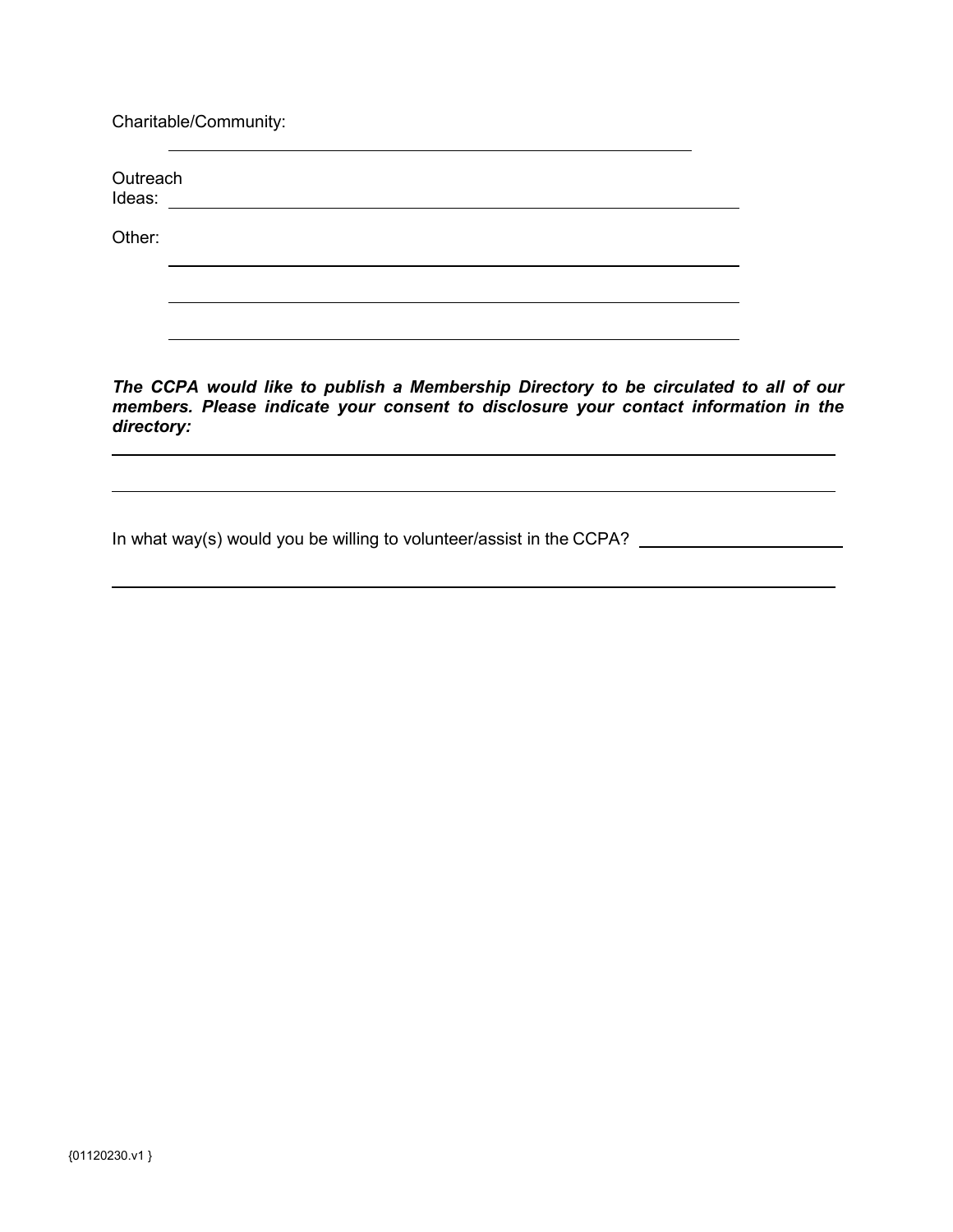Charitable/Community: ____________________________________________

Outreach Ideas: ____________________________________________

Other: ____________________________________________

____________________________________________

____________________________________________

***The CCPA would like to publish a Membership Directory to be circulated to all of our members. Please indicate your consent to disclosure your contact information in the directory:***

____________________________________________

____________________________________________

In what way(s) would you be willing to volunteer/assist in the CCPA? ____________________

____________________________________________

{01120230.v1 }